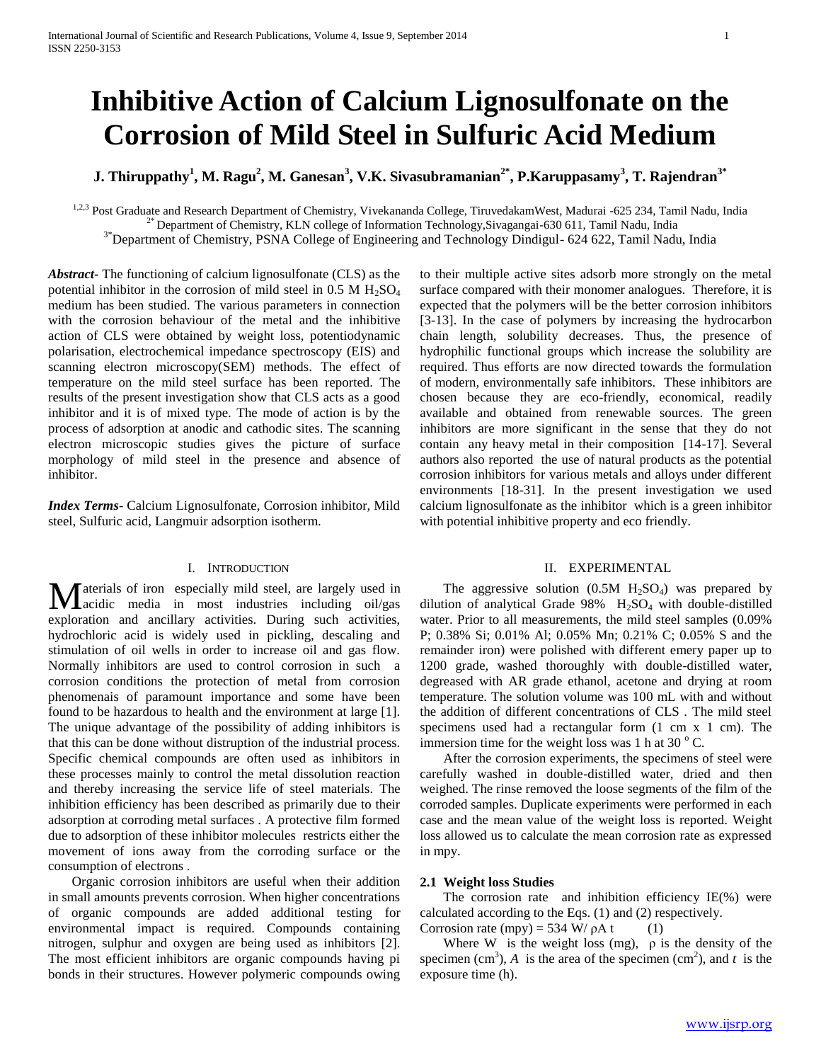# Inhibitive Action of Calcium Lignosulfonate on the Corrosion of Mild Steel in Sulfuric Acid Medium

**J. Thiruppathy[1], M. Ragu[2], M. Ganesan[3], V.K. Sivasubramanian[2*], P.Karuppasamy[3], T. Rajendran[3*]**

[1,2,3] Post Graduate and Research Department of Chemistry, Vivekananda College, TiruvedakamWest, Madurai -625 234, Tamil Nadu, India
[2*] Department of Chemistry, KLN college of Information Technology,Sivagangai-630 611, Tamil Nadu, India
[3*]Department of Chemistry, PSNA College of Engineering and Technology Dindigul- 624 622, Tamil Nadu, India

***Abstract***- The functioning of calcium lignosulfonate (CLS) as the potential inhibitor in the corrosion of mild steel in 0.5 M $H_2SO_4$ medium has been studied. The various parameters in connection with the corrosion behaviour of the metal and the inhibitive action of CLS were obtained by weight loss, potentiodynamic polarisation, electrochemical impedance spectroscopy (EIS) and scanning electron microscopy(SEM) methods. The effect of temperature on the mild steel surface has been reported. The results of the present investigation show that CLS acts as a good inhibitor and it is of mixed type. The mode of action is by the process of adsorption at anodic and cathodic sites. The scanning electron microscopic studies gives the picture of surface morphology of mild steel in the presence and absence of inhibitor.

***Index Terms***- Calcium Lignosulfonate, Corrosion inhibitor, Mild steel, Sulfuric acid, Langmuir adsorption isotherm.

## I. Introduction

Materials of iron especially mild steel, are largely used in acidic media in most industries including oil/gas exploration and ancillary activities. During such activities, hydrochloric acid is widely used in pickling, descaling and stimulation of oil wells in order to increase oil and gas flow. Normally inhibitors are used to control corrosion in such a corrosion conditions the protection of metal from corrosion phenomenais of paramount importance and some have been found to be hazardous to health and the environment at large [1]. The unique advantage of the possibility of adding inhibitors is that this can be done without distruption of the industrial process. Specific chemical compounds are often used as inhibitors in these processes mainly to control the metal dissolution reaction and thereby increasing the service life of steel materials. The inhibition efficiency has been described as primarily due to their adsorption at corroding metal surfaces . A protective film formed due to adsorption of these inhibitor molecules restricts either the movement of ions away from the corroding surface or the consumption of electrons .

Organic corrosion inhibitors are useful when their addition in small amounts prevents corrosion. When higher concentrations of organic compounds are added additional testing for environmental impact is required. Compounds containing nitrogen, sulphur and oxygen are being used as inhibitors [2]. The most efficient inhibitors are organic compounds having pi bonds in their structures. However polymeric compounds owing to their multiple active sites adsorb more strongly on the metal surface compared with their monomer analogues. Therefore, it is expected that the polymers will be the better corrosion inhibitors [3-13]. In the case of polymers by increasing the hydrocarbon chain length, solubility decreases. Thus, the presence of hydrophilic functional groups which increase the solubility are required. Thus efforts are now directed towards the formulation of modern, environmentally safe inhibitors. These inhibitors are chosen because they are eco-friendly, economical, readily available and obtained from renewable sources. The green inhibitors are more significant in the sense that they do not contain any heavy metal in their composition [14-17]. Several authors also reported the use of natural products as the potential corrosion inhibitors for various metals and alloys under different environments [18-31]. In the present investigation we used calcium lignosulfonate as the inhibitor which is a green inhibitor with potential inhibitive property and eco friendly.

## II. Experimental

The aggressive solution (0.5M $H_2SO_4$) was prepared by dilution of analytical Grade 98% $H_2SO_4$ with double-distilled water. Prior to all measurements, the mild steel samples (0.09% P; 0.38% Si; 0.01% Al; 0.05% Mn; 0.21% C; 0.05% S and the remainder iron) were polished with different emery paper up to 1200 grade, washed thoroughly with double-distilled water, degreased with AR grade ethanol, acetone and drying at room temperature. The solution volume was 100 mL with and without the addition of different concentrations of CLS . The mild steel specimens used had a rectangular form (1 cm x 1 cm). The immersion time for the weight loss was 1 h at 30 $^{o}$ C.

After the corrosion experiments, the specimens of steel were carefully washed in double-distilled water, dried and then weighed. The rinse removed the loose segments of the film of the corroded samples. Duplicate experiments were performed in each case and the mean value of the weight loss is reported. Weight loss allowed us to calculate the mean corrosion rate as expressed in mpy.

### 2.1 Weight loss Studies

The corrosion rate and inhibition efficiency IE(%) were calculated according to the Eqs. (1) and (2) respectively.

Corrosion rate (mpy) = $534\ W/\rho A\ t$ (1)

Where W is the weight loss (mg), $\rho$ is the density of the specimen (cm$^3$), $A$ is the area of the specimen (cm$^2$), and $t$ is the exposure time (h).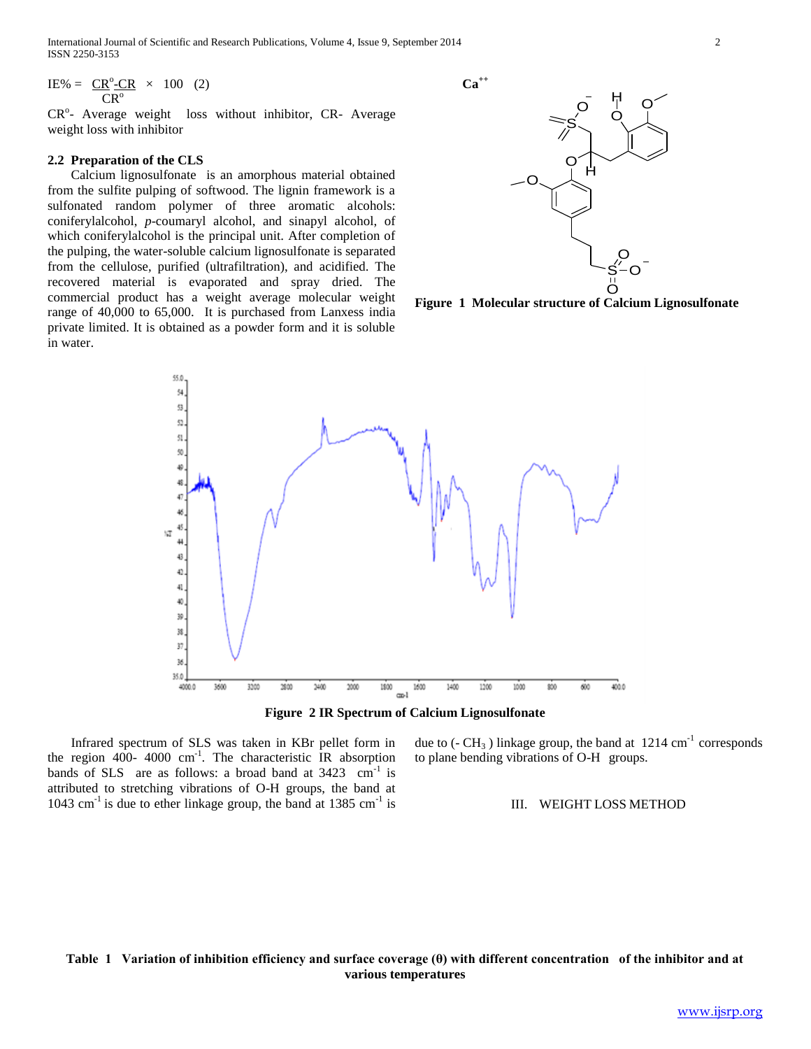$$IE\% = \frac{CR^o - CR}{CR^o} \times 100 \quad (2)$$

$CR^o$- Average weight loss without inhibitor, CR- Average weight loss with inhibitor

### 2.2 Preparation of the CLS

Calcium lignosulfonate is an amorphous material obtained from the sulfite pulping of softwood. The lignin framework is a sulfonated random polymer of three aromatic alcohols: coniferylalcohol, *p*-coumaryl alcohol, and sinapyl alcohol, of which coniferylalcohol is the principal unit. After completion of the pulping, the water-soluble calcium lignosulfonate is separated from the cellulose, purified (ultrafiltration), and acidified. The recovered material is evaporated and spray dried. The commercial product has a weight average molecular weight range of 40,000 to 65,000. It is purchased from Lanxess india private limited. It is obtained as a powder form and it is soluble in water.

**Figure 1 Molecular structure of Calcium Lignosulfonate**

**Figure 2 IR Spectrum of Calcium Lignosulfonate**

Infrared spectrum of SLS was taken in KBr pellet form in the region 400- 4000 $cm^{-1}$. The characteristic IR absorption bands of SLS are as follows: a broad band at 3423 $cm^{-1}$ is attributed to stretching vibrations of O-H groups, the band at 1043 $cm^{-1}$ is due to ether linkage group, the band at 1385 $cm^{-1}$ is due to (- $CH_3$ ) linkage group, the band at 1214 $cm^{-1}$ corresponds to plane bending vibrations of O-H groups.

## III. WEIGHT LOSS METHOD

**Table 1 Variation of inhibition efficiency and surface coverage (θ) with different concentration of the inhibitor and at various temperatures**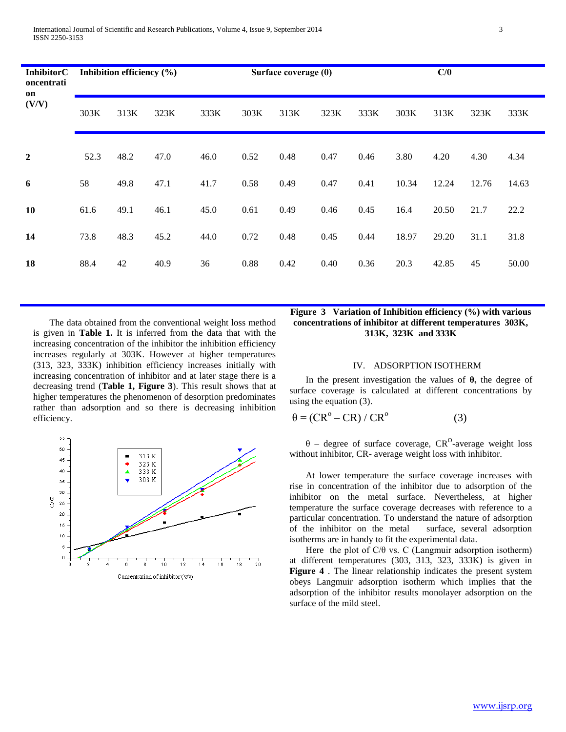| Inhibitor Concentration (V/V) | Inhibition efficiency (%) | | | | Surface coverage (θ) | | | | C/θ | | | |
|---|---|---|---|---|---|---|---|---|---|---|---|---|
| | 303K | 313K | 323K | 333K | 303K | 313K | 323K | 333K | 303K | 313K | 323K | 333K |
| **2** | 52.3 | 48.2 | 47.0 | 46.0 | 0.52 | 0.48 | 0.47 | 0.46 | 3.80 | 4.20 | 4.30 | 4.34 |
| **6** | 58 | 49.8 | 47.1 | 41.7 | 0.58 | 0.49 | 0.47 | 0.41 | 10.34 | 12.24 | 12.76 | 14.63 |
| **10** | 61.6 | 49.1 | 46.1 | 45.0 | 0.61 | 0.49 | 0.46 | 0.45 | 16.4 | 20.50 | 21.7 | 22.2 |
| **14** | 73.8 | 48.3 | 45.2 | 44.0 | 0.72 | 0.48 | 0.45 | 0.44 | 18.97 | 29.20 | 31.1 | 31.8 |
| **18** | 88.4 | 42 | 40.9 | 36 | 0.88 | 0.42 | 0.40 | 0.36 | 20.3 | 42.85 | 45 | 50.00 |

The data obtained from the conventional weight loss method is given in **Table 1.** It is inferred from the data that with the increasing concentration of the inhibitor the inhibition efficiency increases regularly at 303K. However at higher temperatures (313, 323, 333K) inhibition efficiency increases initially with increasing concentration of inhibitor and at later stage there is a decreasing trend (**Table 1, Figure 3**). This result shows that at higher temperatures the phenomenon of desorption predominates rather than adsorption and so there is decreasing inhibition efficiency.

**Figure 3 Variation of Inhibition efficiency (%) with various concentrations of inhibitor at different temperatures 303K, 313K, 323K and 333K**

## IV. ADSORPTION ISOTHERM

In the present investigation the values of **θ,** the degree of surface coverage is calculated at different concentrations by using the equation (3).

$$\theta = (CR^{o} - CR) / CR^{o} \qquad (3)$$

θ – degree of surface coverage, $CR^{O}$-average weight loss without inhibitor, CR- average weight loss with inhibitor.

At lower temperature the surface coverage increases with rise in concentration of the inhibitor due to adsorption of the inhibitor on the metal surface. Nevertheless, at higher temperature the surface coverage decreases with reference to a particular concentration. To understand the nature of adsorption of the inhibitor on the metal surface, several adsorption isotherms are in handy to fit the experimental data.

Here the plot of C/θ vs. C (Langmuir adsorption isotherm) at different temperatures (303, 313, 323, 333K) is given in **Figure 4** . The linear relationship indicates the present system obeys Langmuir adsorption isotherm which implies that the adsorption of the inhibitor results monolayer adsorption on the surface of the mild steel.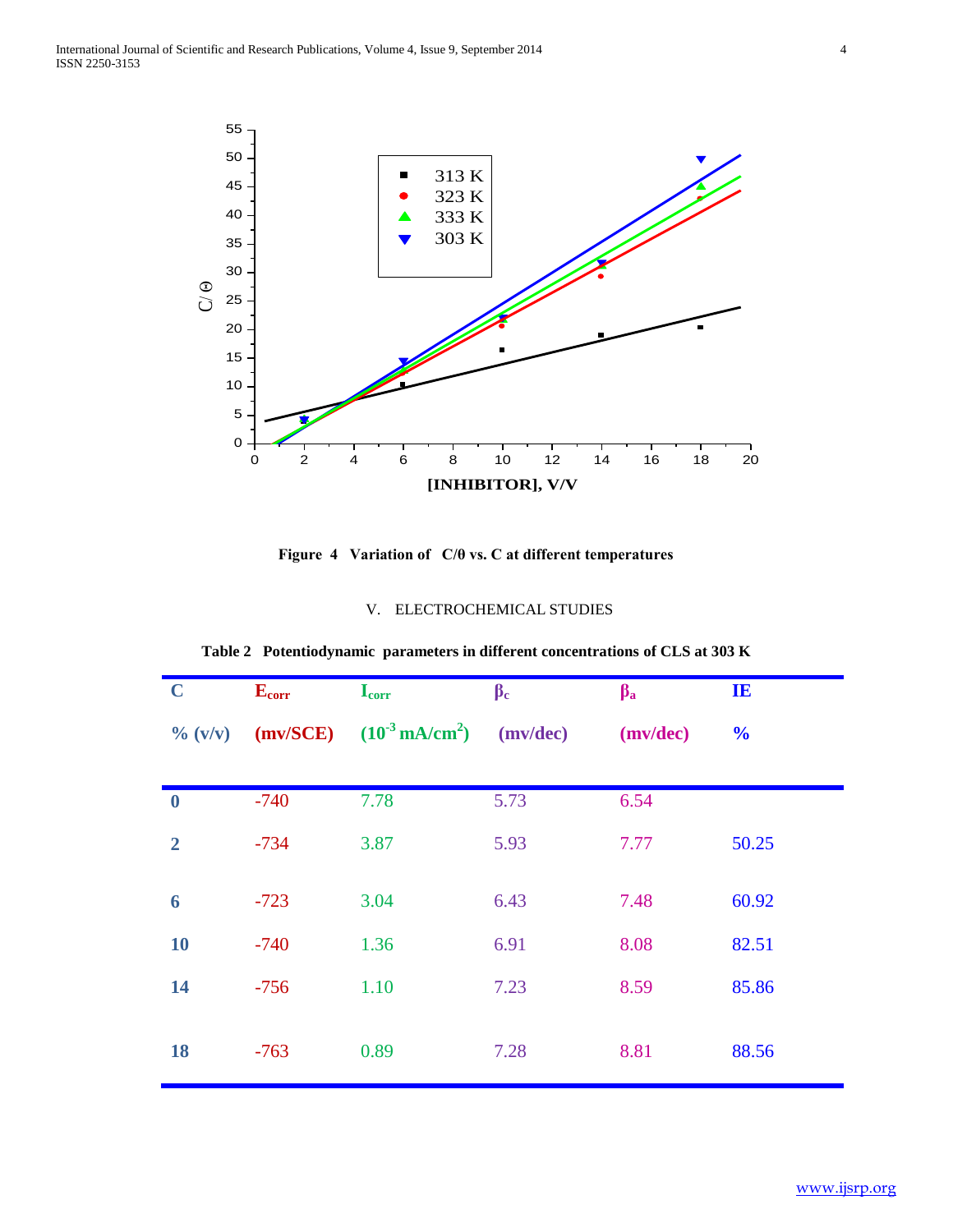**Figure 4 Variation of C/θ vs. C at different temperatures**

## V. ELECTROCHEMICAL STUDIES

**Table 2 Potentiodynamic parameters in different concentrations of CLS at 303 K**

| C % (v/v) | $E_{corr}$ (mv/SCE) | $I_{corr}$ ($10^{-3}$ mA/cm$^2$) | $\beta_c$ (mv/dec) | $\beta_a$ (mv/dec) | IE % |
|---|---|---|---|---|---|
| 0 | -740 | 7.78 | 5.73 | 6.54 | |
| 2 | -734 | 3.87 | 5.93 | 7.77 | 50.25 |
| 6 | -723 | 3.04 | 6.43 | 7.48 | 60.92 |
| 10 | -740 | 1.36 | 6.91 | 8.08 | 82.51 |
| 14 | -756 | 1.10 | 7.23 | 8.59 | 85.86 |
| 18 | -763 | 0.89 | 7.28 | 8.81 | 88.56 |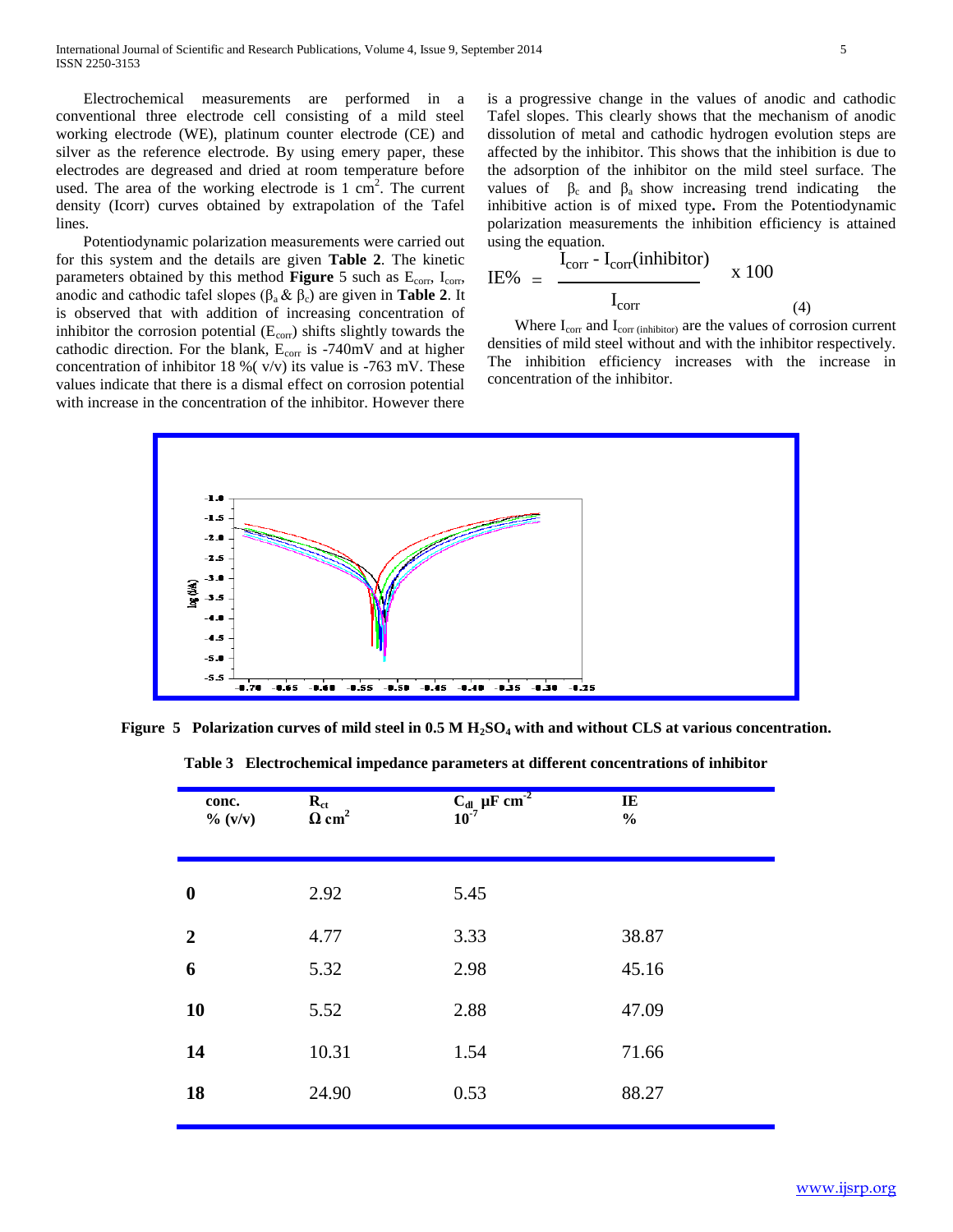Electrochemical measurements are performed in a conventional three electrode cell consisting of a mild steel working electrode (WE), platinum counter electrode (CE) and silver as the reference electrode. By using emery paper, these electrodes are degreased and dried at room temperature before used. The area of the working electrode is 1 $cm^2$. The current density (Icorr) curves obtained by extrapolation of the Tafel lines.

Potentiodynamic polarization measurements were carried out for this system and the details are given **Table 2**. The kinetic parameters obtained by this method **Figure** 5 such as $E_{corr}$, $I_{corr}$, anodic and cathodic tafel slopes ($\beta_a$ & $\beta_c$) are given in **Table 2**. It is observed that with addition of increasing concentration of inhibitor the corrosion potential ($E_{corr}$) shifts slightly towards the cathodic direction. For the blank, $E_{corr}$ is -740mV and at higher concentration of inhibitor 18 %( v/v) its value is -763 mV. These values indicate that there is a dismal effect on corrosion potential with increase in the concentration of the inhibitor. However there is a progressive change in the values of anodic and cathodic Tafel slopes. This clearly shows that the mechanism of anodic dissolution of metal and cathodic hydrogen evolution steps are affected by the inhibitor. This shows that the inhibition is due to the adsorption of the inhibitor on the mild steel surface. The values of $\beta_c$ and $\beta_a$ show increasing trend indicating the inhibitive action is of mixed type**.** From the Potentiodynamic polarization measurements the inhibition efficiency is attained using the equation.

$$IE\% = \frac{I_{corr} - I_{corr}(\text{inhibitor})}{I_{corr}} \times 100 \qquad (4)$$

Where $I_{corr}$ and $I_{corr\ (inhibitor)}$ are the values of corrosion current densities of mild steel without and with the inhibitor respectively. The inhibition efficiency increases with the increase in concentration of the inhibitor.

**Figure 5 Polarization curves of mild steel in 0.5 M $H_2SO_4$ with and without CLS at various concentration.**

**Table 3 Electrochemical impedance parameters at different concentrations of inhibitor**

| conc. % (v/v) | $R_{ct}$ $\Omega$ $cm^2$ | $C_{dl}$ µF $cm^{-2}$ $10^{-7}$ | IE % |
|---|---|---|---|
| **0** | 2.92 | 5.45 | |
| **2** | 4.77 | 3.33 | 38.87 |
| **6** | 5.32 | 2.98 | 45.16 |
| **10** | 5.52 | 2.88 | 47.09 |
| **14** | 10.31 | 1.54 | 71.66 |
| **18** | 24.90 | 0.53 | 88.27 |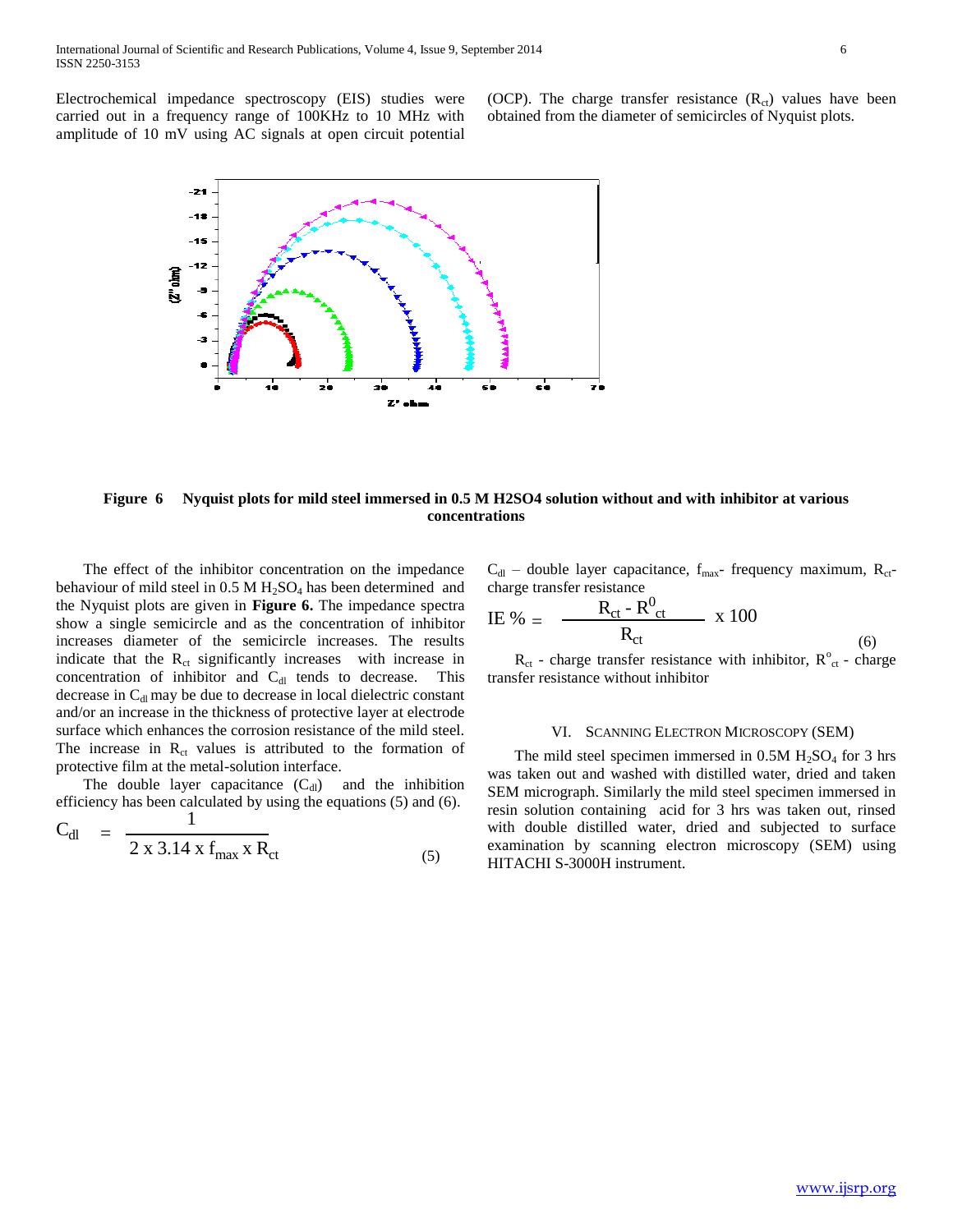Electrochemical impedance spectroscopy (EIS) studies were carried out in a frequency range of 100KHz to 10 MHz with amplitude of 10 mV using AC signals at open circuit potential (OCP). The charge transfer resistance ($R_{ct}$) values have been obtained from the diameter of semicircles of Nyquist plots.

**Figure 6 Nyquist plots for mild steel immersed in 0.5 M H2SO4 solution without and with inhibitor at various concentrations**

The effect of the inhibitor concentration on the impedance behaviour of mild steel in 0.5 M $H_2SO_4$ has been determined and the Nyquist plots are given in **Figure 6.** The impedance spectra show a single semicircle and as the concentration of inhibitor increases diameter of the semicircle increases. The results indicate that the $R_{ct}$ significantly increases with increase in concentration of inhibitor and $C_{dl}$ tends to decrease. This decrease in $C_{dl}$ may be due to decrease in local dielectric constant and/or an increase in the thickness of protective layer at electrode surface which enhances the corrosion resistance of the mild steel. The increase in $R_{ct}$ values is attributed to the formation of protective film at the metal-solution interface.

The double layer capacitance ($C_{dl}$) and the inhibition efficiency has been calculated by using the equations (5) and (6).

$$C_{dl} = \frac{1}{2 \times 3.14 \times f_{max} \times R_{ct}} \quad (5)$$

$C_{dl}$ – double layer capacitance, $f_{max}$- frequency maximum, $R_{ct}$- charge transfer resistance

$$IE\ \% = \frac{R_{ct} - R^0_{ct}}{R_{ct}} \times 100 \quad (6)$$

$R_{ct}$ - charge transfer resistance with inhibitor, $R^o_{ct}$ - charge transfer resistance without inhibitor

## VI. Scanning Electron Microscopy (SEM)

The mild steel specimen immersed in 0.5M $H_2SO_4$ for 3 hrs was taken out and washed with distilled water, dried and taken SEM micrograph. Similarly the mild steel specimen immersed in resin solution containing acid for 3 hrs was taken out, rinsed with double distilled water, dried and subjected to surface examination by scanning electron microscopy (SEM) using HITACHI S-3000H instrument.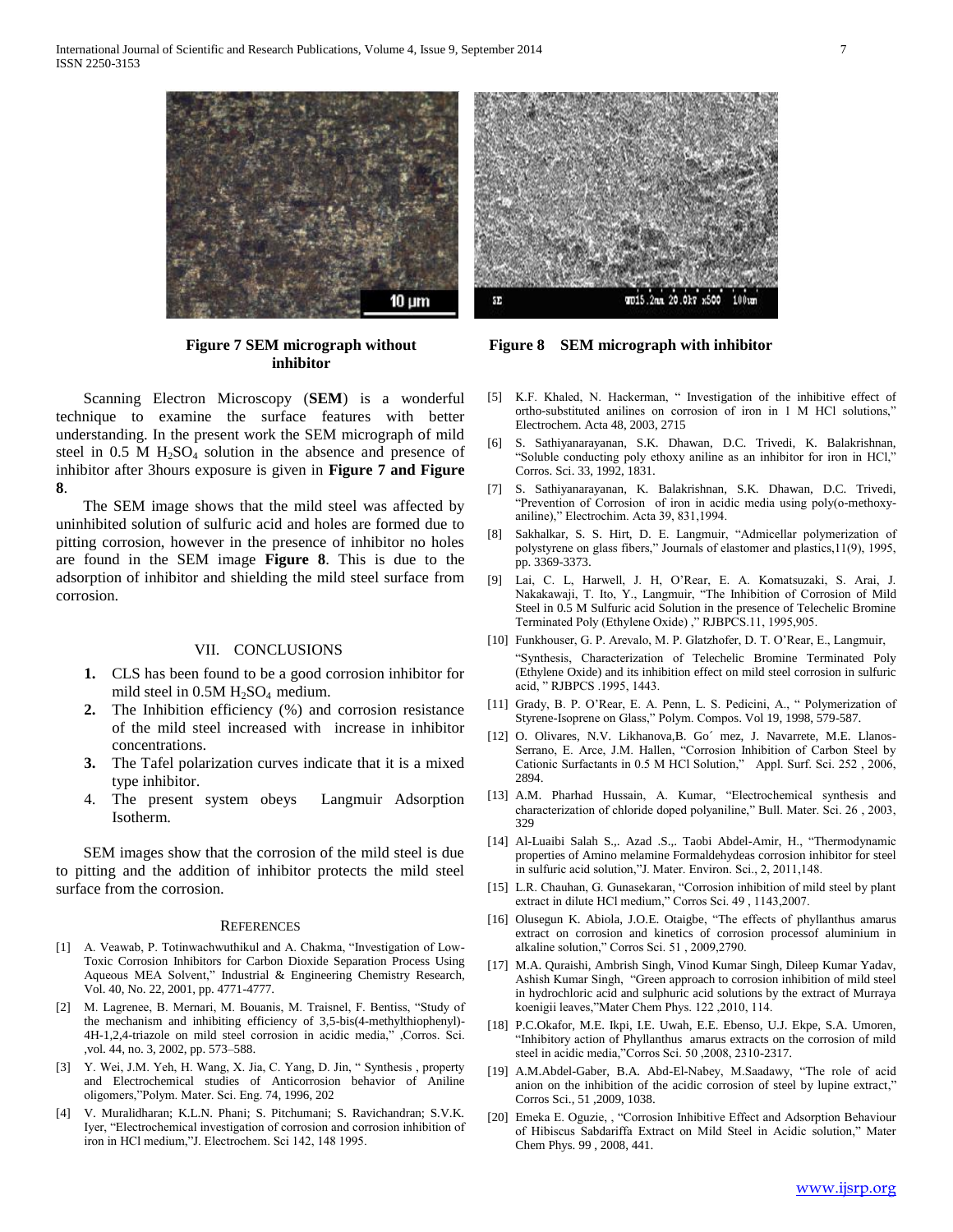Figure 7 SEM micrograph without inhibitor

Figure 8 SEM micrograph with inhibitor

Scanning Electron Microscopy (**SEM**) is a wonderful technique to examine the surface features with better understanding. In the present work the SEM micrograph of mild steel in 0.5 M $H_2SO_4$ solution in the absence and presence of inhibitor after 3hours exposure is given in **Figure 7 and Figure 8**.

The SEM image shows that the mild steel was affected by uninhibited solution of sulfuric acid and holes are formed due to pitting corrosion, however in the presence of inhibitor no holes are found in the SEM image **Figure 8**. This is due to the adsorption of inhibitor and shielding the mild steel surface from corrosion.

## VII. CONCLUSIONS

1. CLS has been found to be a good corrosion inhibitor for mild steel in 0.5M $H_2SO_4$ medium.
2. The Inhibition efficiency (%) and corrosion resistance of the mild steel increased with increase in inhibitor concentrations.
3. The Tafel polarization curves indicate that it is a mixed type inhibitor.
4. The present system obeys Langmuir Adsorption Isotherm.

SEM images show that the corrosion of the mild steel is due to pitting and the addition of inhibitor protects the mild steel surface from the corrosion.

## REFERENCES

[1] A. Veawab, P. Totinwachwuthikul and A. Chakma, "Investigation of Low-Toxic Corrosion Inhibitors for Carbon Dioxide Separation Process Using Aqueous MEA Solvent," Industrial & Engineering Chemistry Research, Vol. 40, No. 22, 2001, pp. 4771-4777.

[2] M. Lagrenee, B. Mernari, M. Bouanis, M. Traisnel, F. Bentiss, "Study of the mechanism and inhibiting efficiency of 3,5-bis(4-methylthiophenyl)-4H-1,2,4-triazole on mild steel corrosion in acidic media," ,Corros. Sci. ,vol. 44, no. 3, 2002, pp. 573–588.

[3] Y. Wei, J.M. Yeh, H. Wang, X. Jia, C. Yang, D. Jin, " Synthesis , property and Electrochemical studies of Anticorrosion behavior of Aniline oligomers,"Polym. Mater. Sci. Eng. 74, 1996, 202

[4] V. Muralidharan; K.L.N. Phani; S. Pitchumani; S. Ravichandran; S.V.K. Iyer, "Electrochemical investigation of corrosion and corrosion inhibition of iron in HCl medium,"J. Electrochem. Sci 142, 148 1995.

[5] K.F. Khaled, N. Hackerman, " Investigation of the inhibitive effect of ortho-substituted anilines on corrosion of iron in 1 M HCl solutions," Electrochem. Acta 48, 2003, 2715

[6] S. Sathiyanarayanan, S.K. Dhawan, D.C. Trivedi, K. Balakrishnan, "Soluble conducting poly ethoxy aniline as an inhibitor for iron in HCl," Corros. Sci. 33, 1992, 1831.

[7] S. Sathiyanarayanan, K. Balakrishnan, S.K. Dhawan, D.C. Trivedi, "Prevention of Corrosion of iron in acidic media using poly(o-methoxy-aniline)," Electrochim. Acta 39, 831,1994.

[8] Sakhalkar, S. S. Hirt, D. E. Langmuir, "Admicellar polymerization of polystyrene on glass fibers," Journals of elastomer and plastics,11(9), 1995, pp. 3369-3373.

[9] Lai, C. L, Harwell, J. H, O'Rear, E. A. Komatsuzaki, S. Arai, J. Nakakawaji, T. Ito, Y., Langmuir, "The Inhibition of Corrosion of Mild Steel in 0.5 M Sulfuric acid Solution in the presence of Telechelic Bromine Terminated Poly (Ethylene Oxide) ," RJBPCS.11, 1995,905.

[10] Funkhouser, G. P. Arevalo, M. P. Glatzhofer, D. T. O'Rear, E., Langmuir, "Synthesis, Characterization of Telechelic Bromine Terminated Poly (Ethylene Oxide) and its inhibition effect on mild steel corrosion in sulfuric acid, " RJBPCS .1995, 1443.

[11] Grady, B. P. O'Rear, E. A. Penn, L. S. Pedicini, A., " Polymerization of Styrene-Isoprene on Glass," Polym. Compos. Vol 19, 1998, 579-587.

[12] O. Olivares, N.V. Likhanova,B. Go´ mez, J. Navarrete, M.E. Llanos-Serrano, E. Arce, J.M. Hallen, "Corrosion Inhibition of Carbon Steel by Cationic Surfactants in 0.5 M HCl Solution," Appl. Surf. Sci. 252 , 2006, 2894.

[13] A.M. Pharhad Hussain, A. Kumar, "Electrochemical synthesis and characterization of chloride doped polyaniline," Bull. Mater. Sci. 26 , 2003, 329

[14] Al-Luaibi Salah S.,. Azad .S.,. Taobi Abdel-Amir, H., "Thermodynamic properties of Amino melamine Formaldehydeas corrosion inhibitor for steel in sulfuric acid solution,"J. Mater. Environ. Sci., 2, 2011,148.

[15] L.R. Chauhan, G. Gunasekaran, "Corrosion inhibition of mild steel by plant extract in dilute HCl medium," Corros Sci. 49 , 1143,2007.

[16] Olusegun K. Abiola, J.O.E. Otaigbe, "The effects of phyllanthus amarus extract on corrosion and kinetics of corrosion processof aluminium in alkaline solution," Corros Sci. 51 , 2009,2790.

[17] M.A. Quraishi, Ambrish Singh, Vinod Kumar Singh, Dileep Kumar Yadav, Ashish Kumar Singh, "Green approach to corrosion inhibition of mild steel in hydrochloric acid and sulphuric acid solutions by the extract of Murraya koenigii leaves,"Mater Chem Phys. 122 ,2010, 114.

[18] P.C.Okafor, M.E. Ikpi, I.E. Uwah, E.E. Ebenso, U.J. Ekpe, S.A. Umoren, "Inhibitory action of Phyllanthus amarus extracts on the corrosion of mild steel in acidic media,"Corros Sci. 50 ,2008, 2310-2317.

[19] A.M.Abdel-Gaber, B.A. Abd-El-Nabey, M.Saadawy, "The role of acid anion on the inhibition of the acidic corrosion of steel by lupine extract," Corros Sci., 51 ,2009, 1038.

[20] Emeka E. Oguzie, , "Corrosion Inhibitive Effect and Adsorption Behaviour of Hibiscus Sabdariffa Extract on Mild Steel in Acidic solution," Mater Chem Phys. 99 , 2008, 441.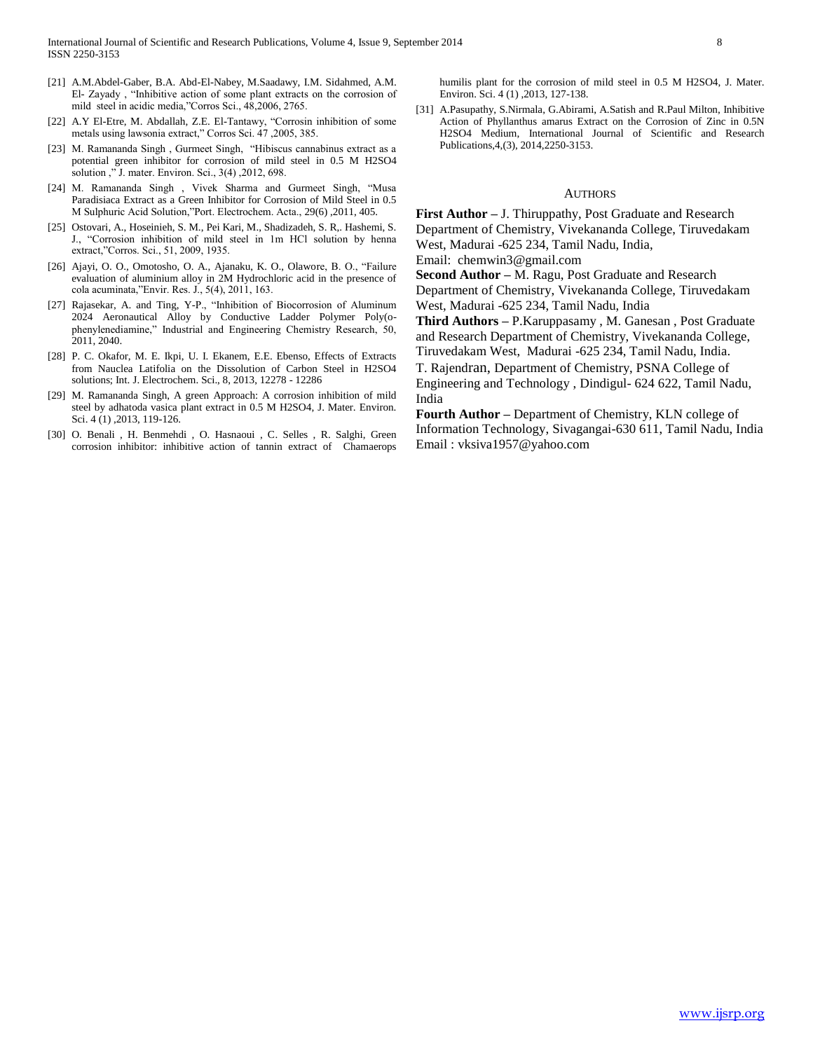[21] A.M.Abdel-Gaber, B.A. Abd-El-Nabey, M.Saadawy, I.M. Sidahmed, A.M. El- Zayady , "Inhibitive action of some plant extracts on the corrosion of mild steel in acidic media,"Corros Sci., 48,2006, 2765.

[22] A.Y El-Etre, M. Abdallah, Z.E. El-Tantawy, "Corrosin inhibition of some metals using lawsonia extract," Corros Sci. 47 ,2005, 385.

[23] M. Ramananda Singh , Gurmeet Singh, "Hibiscus cannabinus extract as a potential green inhibitor for corrosion of mild steel in 0.5 M H2SO4 solution ," J. mater. Environ. Sci., 3(4) ,2012, 698.

[24] M. Ramananda Singh , Vivek Sharma and Gurmeet Singh, "Musa Paradisiaca Extract as a Green Inhibitor for Corrosion of Mild Steel in 0.5 M Sulphuric Acid Solution,"Port. Electrochem. Acta., 29(6) ,2011, 405.

[25] Ostovari, A., Hoseinieh, S. M., Pei Kari, M., Shadizadeh, S. R,. Hashemi, S. J., "Corrosion inhibition of mild steel in 1m HCl solution by henna extract,"Corros. Sci., 51, 2009, 1935.

[26] Ajayi, O. O., Omotosho, O. A., Ajanaku, K. O., Olawore, B. O., "Failure evaluation of aluminium alloy in 2M Hydrochloric acid in the presence of cola acuminata,"Envir. Res. J., 5(4), 2011, 163.

[27] Rajasekar, A. and Ting, Y-P., "Inhibition of Biocorrosion of Aluminum 2024 Aeronautical Alloy by Conductive Ladder Polymer Poly(o-phenylenediamine," Industrial and Engineering Chemistry Research, 50, 2011, 2040.

[28] P. C. Okafor, M. E. Ikpi, U. I. Ekanem, E.E. Ebenso, Effects of Extracts from Nauclea Latifolia on the Dissolution of Carbon Steel in H2SO4 solutions; Int. J. Electrochem. Sci., 8, 2013, 12278 - 12286

[29] M. Ramananda Singh, A green Approach: A corrosion inhibition of mild steel by adhatoda vasica plant extract in 0.5 M H2SO4, J. Mater. Environ. Sci. 4 (1) ,2013, 119-126.

[30] O. Benali , H. Benmehdi , O. Hasnaoui , C. Selles , R. Salghi, Green corrosion inhibitor: inhibitive action of tannin extract of Chamaerops humilis plant for the corrosion of mild steel in 0.5 M H2SO4, J. Mater. Environ. Sci. 4 (1) ,2013, 127-138.

[31] A.Pasupathy, S.Nirmala, G.Abirami, A.Satish and R.Paul Milton, Inhibitive Action of Phyllanthus amarus Extract on the Corrosion of Zinc in 0.5N H2SO4 Medium, International Journal of Scientific and Research Publications,4,(3), 2014,2250-3153.

## Authors

**First Author –** J. Thiruppathy, Post Graduate and Research Department of Chemistry, Vivekananda College, Tiruvedakam West, Madurai -625 234, Tamil Nadu, India,
Email: chemwin3@gmail.com

**Second Author –** M. Ragu, Post Graduate and Research Department of Chemistry, Vivekananda College, Tiruvedakam West, Madurai -625 234, Tamil Nadu, India

**Third Authors –** P.Karuppasamy , M. Ganesan , Post Graduate and Research Department of Chemistry, Vivekananda College, Tiruvedakam West, Madurai -625 234, Tamil Nadu, India.
T. Rajendran, Department of Chemistry, PSNA College of Engineering and Technology , Dindigul- 624 622, Tamil Nadu, India

**Fourth Author –** Department of Chemistry, KLN college of Information Technology, Sivagangai-630 611, Tamil Nadu, India
Email : vksiva1957@yahoo.com